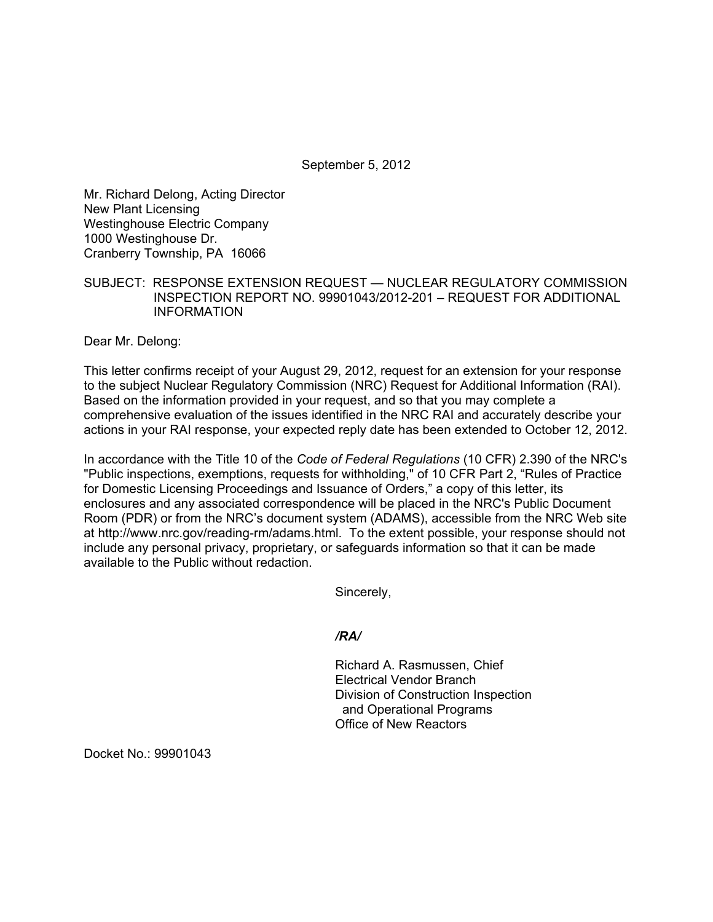September 5, 2012

Mr. Richard Delong, Acting Director
New Plant Licensing
Westinghouse Electric Company
1000 Westinghouse Dr.
Cranberry Township, PA 16066

SUBJECT: RESPONSE EXTENSION REQUEST — NUCLEAR REGULATORY COMMISSION INSPECTION REPORT NO. 99901043/2012-201 – REQUEST FOR ADDITIONAL INFORMATION

Dear Mr. Delong:

This letter confirms receipt of your August 29, 2012, request for an extension for your response to the subject Nuclear Regulatory Commission (NRC) Request for Additional Information (RAI). Based on the information provided in your request, and so that you may complete a comprehensive evaluation of the issues identified in the NRC RAI and accurately describe your actions in your RAI response, your expected reply date has been extended to October 12, 2012.

In accordance with the Title 10 of the *Code of Federal Regulations* (10 CFR) 2.390 of the NRC's "Public inspections, exemptions, requests for withholding," of 10 CFR Part 2, "Rules of Practice for Domestic Licensing Proceedings and Issuance of Orders," a copy of this letter, its enclosures and any associated correspondence will be placed in the NRC's Public Document Room (PDR) or from the NRC's document system (ADAMS), accessible from the NRC Web site at http://www.nrc.gov/reading-rm/adams.html. To the extent possible, your response should not include any personal privacy, proprietary, or safeguards information so that it can be made available to the Public without redaction.

Sincerely,

*/RA/*

Richard A. Rasmussen, Chief
Electrical Vendor Branch
Division of Construction Inspection
and Operational Programs
Office of New Reactors

Docket No.: 99901043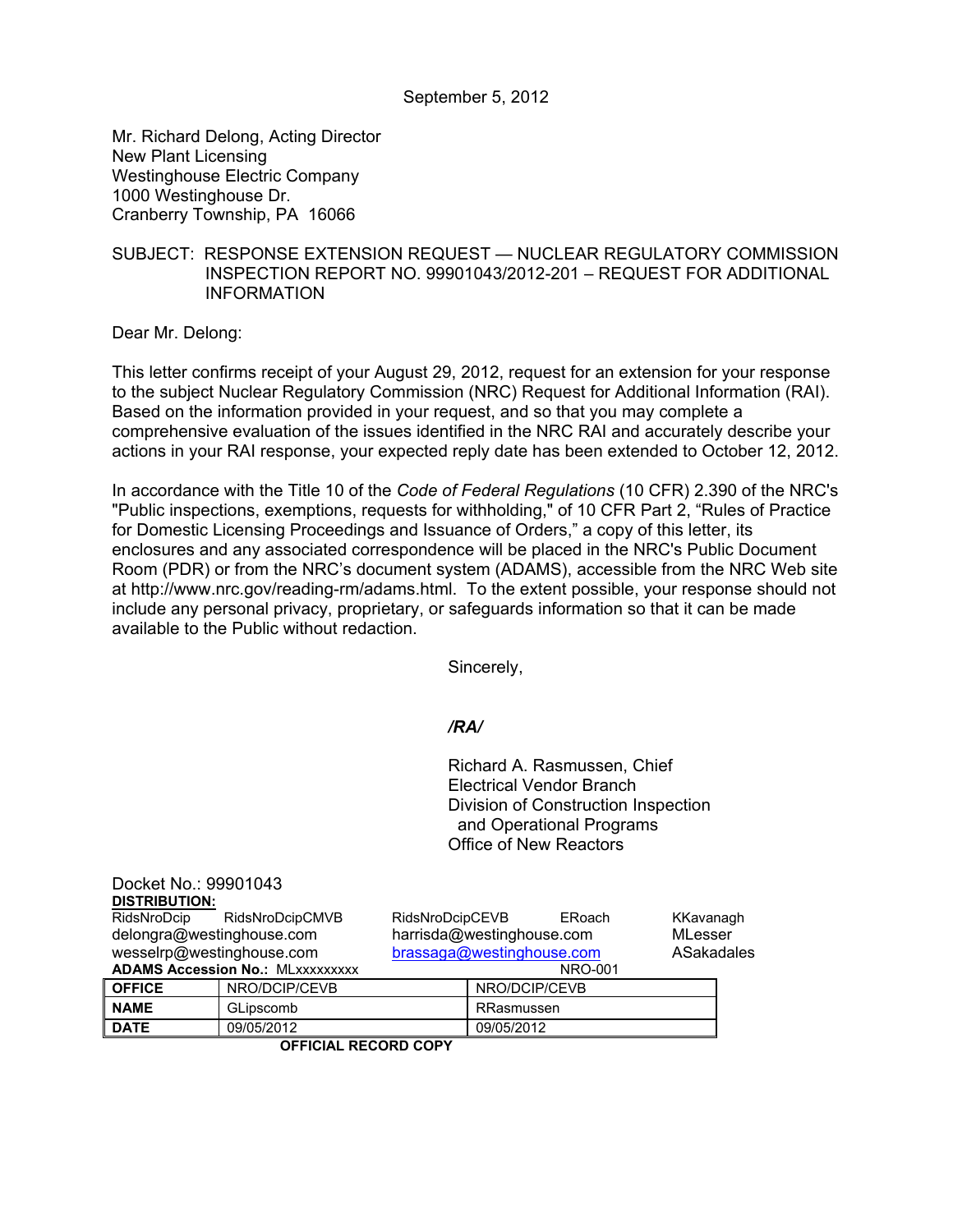September 5, 2012

Mr. Richard Delong, Acting Director
New Plant Licensing
Westinghouse Electric Company
1000 Westinghouse Dr.
Cranberry Township, PA 16066

SUBJECT: RESPONSE EXTENSION REQUEST — NUCLEAR REGULATORY COMMISSION INSPECTION REPORT NO. 99901043/2012-201 – REQUEST FOR ADDITIONAL INFORMATION

Dear Mr. Delong:

This letter confirms receipt of your August 29, 2012, request for an extension for your response to the subject Nuclear Regulatory Commission (NRC) Request for Additional Information (RAI). Based on the information provided in your request, and so that you may complete a comprehensive evaluation of the issues identified in the NRC RAI and accurately describe your actions in your RAI response, your expected reply date has been extended to October 12, 2012.

In accordance with the Title 10 of the *Code of Federal Regulations* (10 CFR) 2.390 of the NRC's "Public inspections, exemptions, requests for withholding," of 10 CFR Part 2, "Rules of Practice for Domestic Licensing Proceedings and Issuance of Orders," a copy of this letter, its enclosures and any associated correspondence will be placed in the NRC's Public Document Room (PDR) or from the NRC's document system (ADAMS), accessible from the NRC Web site at http://www.nrc.gov/reading-rm/adams.html. To the extent possible, your response should not include any personal privacy, proprietary, or safeguards information so that it can be made available to the Public without redaction.

Sincerely,

*/RA/*

Richard A. Rasmussen, Chief
Electrical Vendor Branch
Division of Construction Inspection
and Operational Programs
Office of New Reactors

Docket No.: 99901043

**DISTRIBUTION:**

RidsNroDcip RidsNroDcipCMVB RidsNroDcipCEVB ERoach KKavanagh
delongra@westinghouse.com harrisda@westinghouse.com MLesser
wesselrp@westinghouse.com brassaga@westinghouse.com ASakadales

**ADAMS Accession No.:** MLxxxxxxxxx NRO-001

| | | |
|---|---|---|
| **OFFICE** | NRO/DCIP/CEVB | NRO/DCIP/CEVB |
| **NAME** | GLipscomb | RRasmussen |
| **DATE** | 09/05/2012 | 09/05/2012 |

**OFFICIAL RECORD COPY**